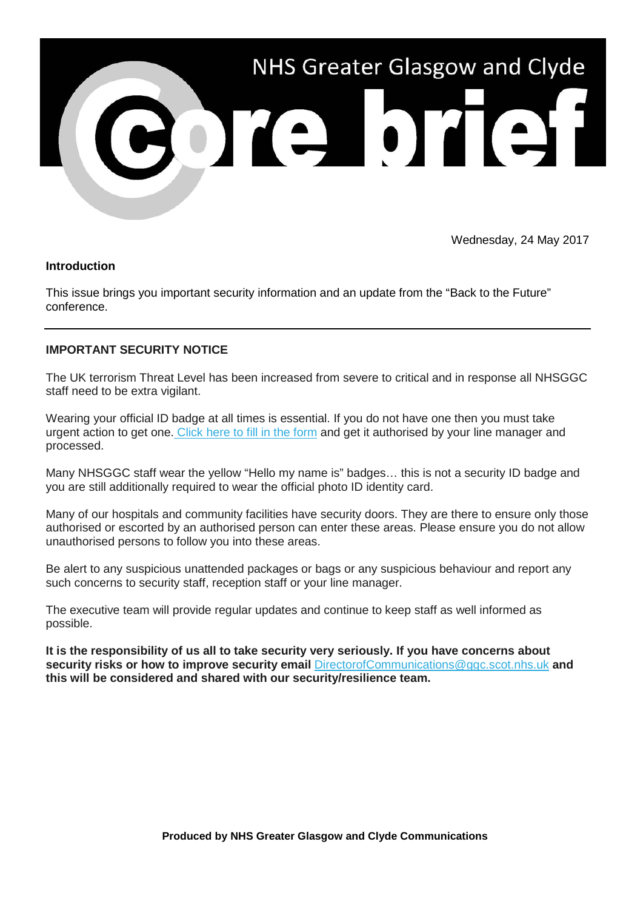# NHS Greater Glasgow and Clyde Core brief

Wednesday, 24 May 2017

**Introduction**

This issue brings you important security information and an update from the "Back to the Future" conference.

---

**IMPORTANT SECURITY NOTICE**

The UK terrorism Threat Level has been increased from severe to critical and in response all NHSGGC staff need to be extra vigilant.

Wearing your official ID badge at all times is essential. If you do not have one then you must take urgent action to get one. Click here to fill in the form and get it authorised by your line manager and processed.

Many NHSGGC staff wear the yellow "Hello my name is" badges… this is not a security ID badge and you are still additionally required to wear the official photo ID identity card.

Many of our hospitals and community facilities have security doors. They are there to ensure only those authorised or escorted by an authorised person can enter these areas. Please ensure you do not allow unauthorised persons to follow you into these areas.

Be alert to any suspicious unattended packages or bags or any suspicious behaviour and report any such concerns to security staff, reception staff or your line manager.

The executive team will provide regular updates and continue to keep staff as well informed as possible.

**It is the responsibility of us all to take security very seriously. If you have concerns about security risks or how to improve security email** DirectorofCommunications@ggc.scot.nhs.uk **and this will be considered and shared with our security/resilience team.**

**Produced by NHS Greater Glasgow and Clyde Communications**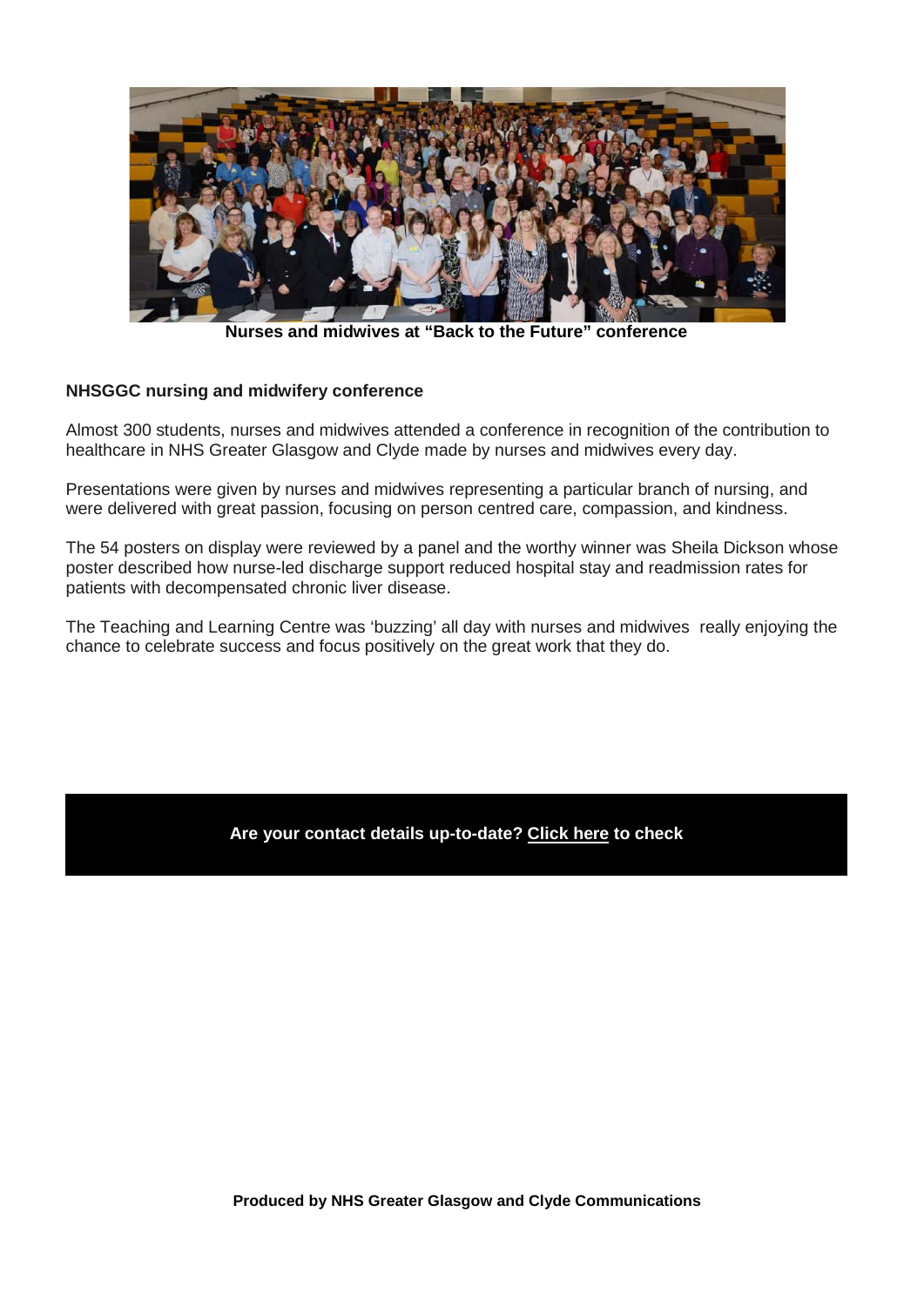**Nurses and midwives at “Back to the Future” conference**

**NHSGGC nursing and midwifery conference**

Almost 300 students, nurses and midwives attended a conference in recognition of the contribution to healthcare in NHS Greater Glasgow and Clyde made by nurses and midwives every day.

Presentations were given by nurses and midwives representing a particular branch of nursing, and were delivered with great passion, focusing on person centred care, compassion, and kindness.

The 54 posters on display were reviewed by a panel and the worthy winner was Sheila Dickson whose poster described how nurse-led discharge support reduced hospital stay and readmission rates for patients with decompensated chronic liver disease.

The Teaching and Learning Centre was ‘buzzing’ all day with nurses and midwives really enjoying the chance to celebrate success and focus positively on the great work that they do.

**Are your contact details up-to-date? Click here to check**

**Produced by NHS Greater Glasgow and Clyde Communications**